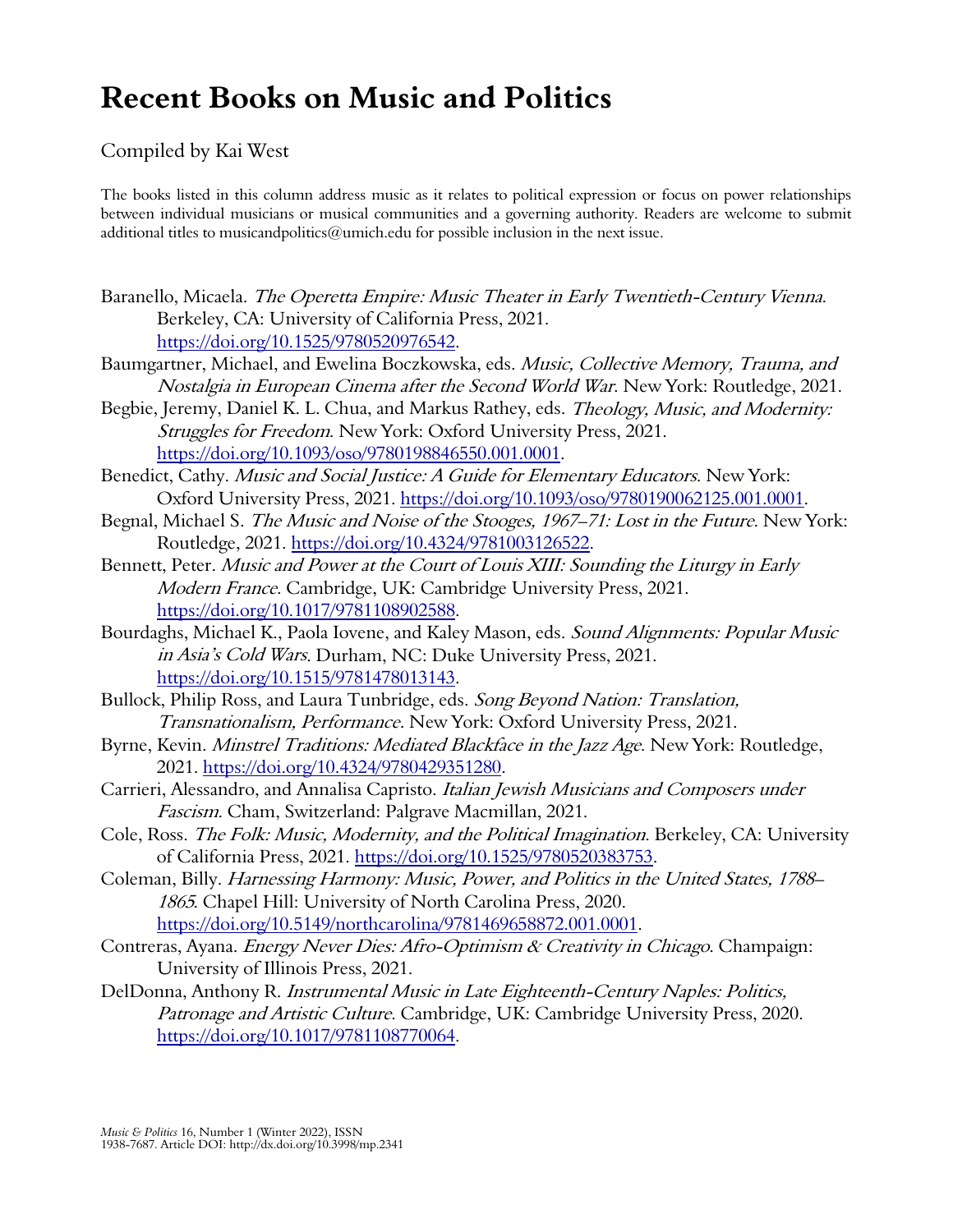# Recent Books on Music and Politics

Compiled by Kai West

The books listed in this column address music as it relates to political expression or focus on power relationships between individual musicians or musical communities and a governing authority. Readers are welcome to submit additional titles to musicandpolitics@umich.edu for possible inclusion in the next issue.

Baranello, Micaela. *The Operetta Empire: Music Theater in Early Twentieth-Century Vienna*. Berkeley, CA: University of California Press, 2021. https://doi.org/10.1525/9780520976542.

Baumgartner, Michael, and Ewelina Boczkowska, eds. *Music, Collective Memory, Trauma, and Nostalgia in European Cinema after the Second World War*. New York: Routledge, 2021.

Begbie, Jeremy, Daniel K. L. Chua, and Markus Rathey, eds. *Theology, Music, and Modernity: Struggles for Freedom*. New York: Oxford University Press, 2021. https://doi.org/10.1093/oso/9780198846550.001.0001.

Benedict, Cathy. *Music and Social Justice: A Guide for Elementary Educators*. New York: Oxford University Press, 2021. https://doi.org/10.1093/oso/9780190062125.001.0001.

Begnal, Michael S. *The Music and Noise of the Stooges, 1967–71: Lost in the Future*. New York: Routledge, 2021. https://doi.org/10.4324/9781003126522.

Bennett, Peter. *Music and Power at the Court of Louis XIII: Sounding the Liturgy in Early Modern France*. Cambridge, UK: Cambridge University Press, 2021. https://doi.org/10.1017/9781108902588.

Bourdaghs, Michael K., Paola Iovene, and Kaley Mason, eds. *Sound Alignments: Popular Music in Asia's Cold Wars*. Durham, NC: Duke University Press, 2021. https://doi.org/10.1515/9781478013143.

Bullock, Philip Ross, and Laura Tunbridge, eds. *Song Beyond Nation: Translation, Transnationalism, Performance*. New York: Oxford University Press, 2021.

Byrne, Kevin. *Minstrel Traditions: Mediated Blackface in the Jazz Age*. New York: Routledge, 2021. https://doi.org/10.4324/9780429351280.

Carrieri, Alessandro, and Annalisa Capristo. *Italian Jewish Musicians and Composers under Fascism*. Cham, Switzerland: Palgrave Macmillan, 2021.

Cole, Ross. *The Folk: Music, Modernity, and the Political Imagination*. Berkeley, CA: University of California Press, 2021. https://doi.org/10.1525/9780520383753.

Coleman, Billy. *Harnessing Harmony: Music, Power, and Politics in the United States, 1788–1865*. Chapel Hill: University of North Carolina Press, 2020. https://doi.org/10.5149/northcarolina/9781469658872.001.0001.

Contreras, Ayana. *Energy Never Dies: Afro-Optimism & Creativity in Chicago*. Champaign: University of Illinois Press, 2021.

DelDonna, Anthony R. *Instrumental Music in Late Eighteenth-Century Naples: Politics, Patronage and Artistic Culture*. Cambridge, UK: Cambridge University Press, 2020. https://doi.org/10.1017/9781108770064.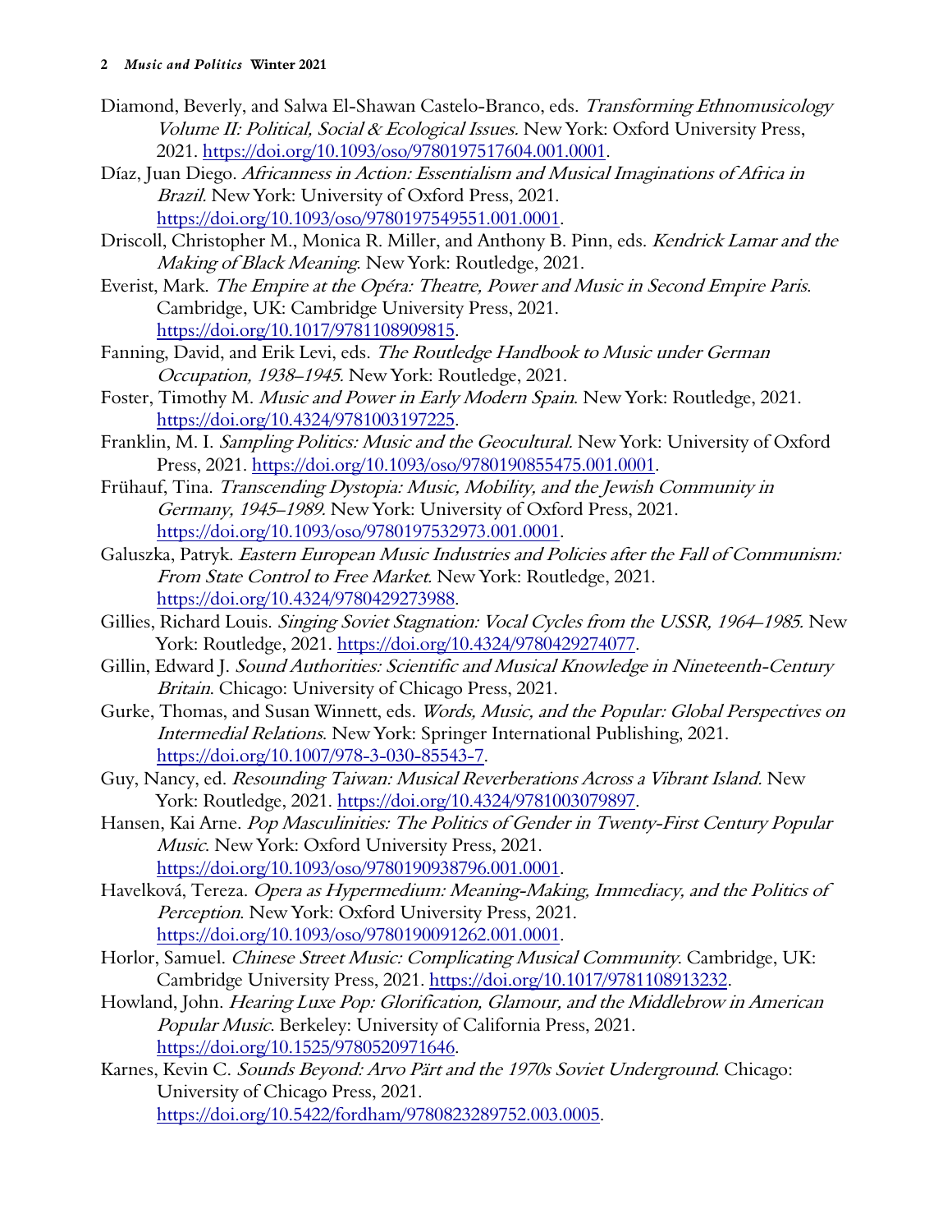Diamond, Beverly, and Salwa El-Shawan Castelo-Branco, eds. *Transforming Ethnomusicology Volume II: Political, Social & Ecological Issues*. New York: Oxford University Press, 2021. https://doi.org/10.1093/oso/9780197517604.001.0001.

Díaz, Juan Diego. *Africanness in Action: Essentialism and Musical Imaginations of Africa in Brazil*. New York: University of Oxford Press, 2021. https://doi.org/10.1093/oso/9780197549551.001.0001.

Driscoll, Christopher M., Monica R. Miller, and Anthony B. Pinn, eds. *Kendrick Lamar and the Making of Black Meaning*. New York: Routledge, 2021.

Everist, Mark. *The Empire at the Opéra: Theatre, Power and Music in Second Empire Paris*. Cambridge, UK: Cambridge University Press, 2021. https://doi.org/10.1017/9781108909815.

Fanning, David, and Erik Levi, eds. *The Routledge Handbook to Music under German Occupation, 1938–1945*. New York: Routledge, 2021.

Foster, Timothy M. *Music and Power in Early Modern Spain*. New York: Routledge, 2021. https://doi.org/10.4324/9781003197225.

Franklin, M. I. *Sampling Politics: Music and the Geocultural*. New York: University of Oxford Press, 2021. https://doi.org/10.1093/oso/9780190855475.001.0001.

Frühauf, Tina. *Transcending Dystopia: Music, Mobility, and the Jewish Community in Germany, 1945–1989*. New York: University of Oxford Press, 2021. https://doi.org/10.1093/oso/9780197532973.001.0001.

Galuszka, Patryk. *Eastern European Music Industries and Policies after the Fall of Communism: From State Control to Free Market*. New York: Routledge, 2021. https://doi.org/10.4324/9780429273988.

Gillies, Richard Louis. *Singing Soviet Stagnation: Vocal Cycles from the USSR, 1964–1985*. New York: Routledge, 2021. https://doi.org/10.4324/9780429274077.

Gillin, Edward J. *Sound Authorities: Scientific and Musical Knowledge in Nineteenth-Century Britain*. Chicago: University of Chicago Press, 2021.

Gurke, Thomas, and Susan Winnett, eds. *Words, Music, and the Popular: Global Perspectives on Intermedial Relations*. New York: Springer International Publishing, 2021. https://doi.org/10.1007/978-3-030-85543-7.

Guy, Nancy, ed. *Resounding Taiwan: Musical Reverberations Across a Vibrant Island*. New York: Routledge, 2021. https://doi.org/10.4324/9781003079897.

Hansen, Kai Arne. *Pop Masculinities: The Politics of Gender in Twenty-First Century Popular Music*. New York: Oxford University Press, 2021. https://doi.org/10.1093/oso/9780190938796.001.0001.

Havelková, Tereza. *Opera as Hypermedium: Meaning-Making, Immediacy, and the Politics of Perception*. New York: Oxford University Press, 2021. https://doi.org/10.1093/oso/9780190091262.001.0001.

Horlor, Samuel. *Chinese Street Music: Complicating Musical Community*. Cambridge, UK: Cambridge University Press, 2021. https://doi.org/10.1017/9781108913232.

Howland, John. *Hearing Luxe Pop: Glorification, Glamour, and the Middlebrow in American Popular Music*. Berkeley: University of California Press, 2021. https://doi.org/10.1525/9780520971646.

Karnes, Kevin C. *Sounds Beyond: Arvo Pärt and the 1970s Soviet Underground*. Chicago: University of Chicago Press, 2021. https://doi.org/10.5422/fordham/9780823289752.003.0005.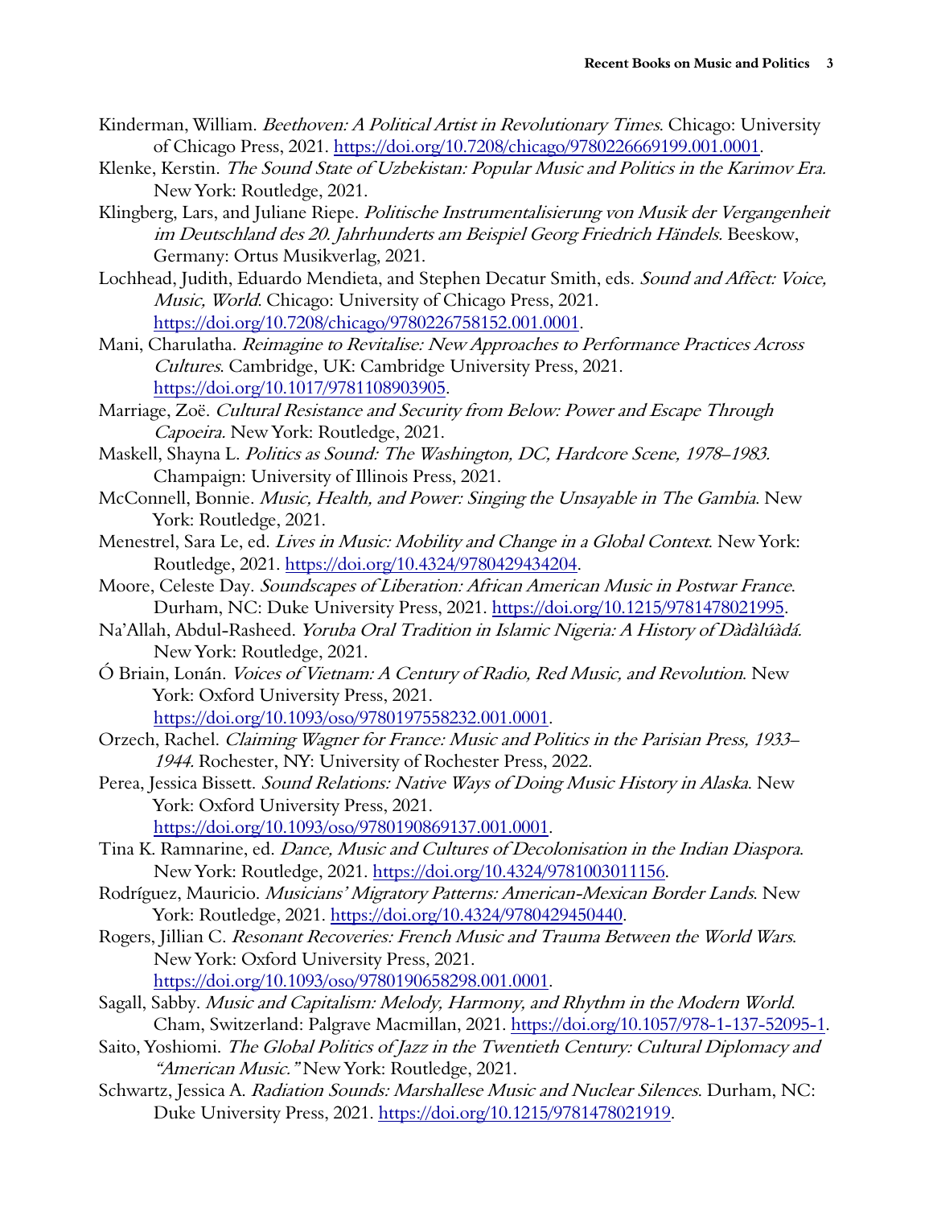Kinderman, William. *Beethoven: A Political Artist in Revolutionary Times*. Chicago: University of Chicago Press, 2021. https://doi.org/10.7208/chicago/9780226669199.001.0001.

Klenke, Kerstin. *The Sound State of Uzbekistan: Popular Music and Politics in the Karimov Era.* New York: Routledge, 2021.

Klingberg, Lars, and Juliane Riepe. *Politische Instrumentalisierung von Musik der Vergangenheit im Deutschland des 20. Jahrhunderts am Beispiel Georg Friedrich Händels*. Beeskow, Germany: Ortus Musikverlag, 2021.

Lochhead, Judith, Eduardo Mendieta, and Stephen Decatur Smith, eds. *Sound and Affect: Voice, Music, World*. Chicago: University of Chicago Press, 2021. https://doi.org/10.7208/chicago/9780226758152.001.0001.

Mani, Charulatha. *Reimagine to Revitalise: New Approaches to Performance Practices Across Cultures*. Cambridge, UK: Cambridge University Press, 2021. https://doi.org/10.1017/9781108903905.

Marriage, Zoë. *Cultural Resistance and Security from Below: Power and Escape Through Capoeira.* New York: Routledge, 2021.

Maskell, Shayna L. *Politics as Sound: The Washington, DC, Hardcore Scene, 1978–1983.* Champaign: University of Illinois Press, 2021.

McConnell, Bonnie. *Music, Health, and Power: Singing the Unsayable in The Gambia*. New York: Routledge, 2021.

Menestrel, Sara Le, ed. *Lives in Music: Mobility and Change in a Global Context*. New York: Routledge, 2021. https://doi.org/10.4324/9780429434204.

Moore, Celeste Day. *Soundscapes of Liberation: African American Music in Postwar France*. Durham, NC: Duke University Press, 2021. https://doi.org/10.1215/9781478021995.

Na'Allah, Abdul-Rasheed. *Yoruba Oral Tradition in Islamic Nigeria: A History of Dàdàkúàdá.* New York: Routledge, 2021.

Ó Briain, Lonán. *Voices of Vietnam: A Century of Radio, Red Music, and Revolution*. New York: Oxford University Press, 2021. https://doi.org/10.1093/oso/9780197558232.001.0001.

Orzech, Rachel. *Claiming Wagner for France: Music and Politics in the Parisian Press, 1933–1944.* Rochester, NY: University of Rochester Press, 2022.

Perea, Jessica Bissett. *Sound Relations: Native Ways of Doing Music History in Alaska*. New York: Oxford University Press, 2021. https://doi.org/10.1093/oso/9780190869137.001.0001.

Tina K. Ramnarine, ed. *Dance, Music and Cultures of Decolonisation in the Indian Diaspora.* New York: Routledge, 2021. https://doi.org/10.4324/9781003011156.

Rodríguez, Mauricio. *Musicians' Migratory Patterns: American-Mexican Border Lands*. New York: Routledge, 2021. https://doi.org/10.4324/9780429450440.

Rogers, Jillian C. *Resonant Recoveries: French Music and Trauma Between the World Wars.* New York: Oxford University Press, 2021. https://doi.org/10.1093/oso/9780190658298.001.0001.

Sagall, Sabby. *Music and Capitalism: Melody, Harmony, and Rhythm in the Modern World.* Cham, Switzerland: Palgrave Macmillan, 2021. https://doi.org/10.1057/978-1-137-52095-1.

Saito, Yoshiomi. *The Global Politics of Jazz in the Twentieth Century: Cultural Diplomacy and "American Music."* New York: Routledge, 2021.

Schwartz, Jessica A. *Radiation Sounds: Marshallese Music and Nuclear Silences*. Durham, NC: Duke University Press, 2021. https://doi.org/10.1215/9781478021919.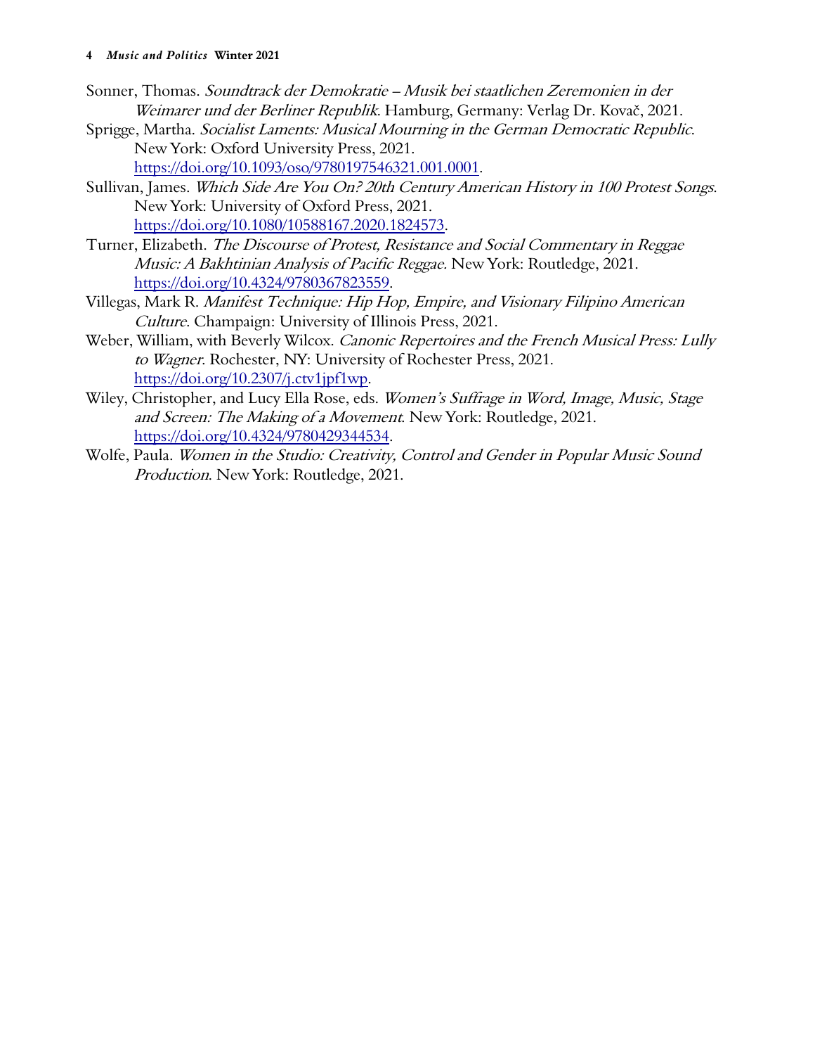Sonner, Thomas. *Soundtrack der Demokratie – Musik bei staatlichen Zeremonien in der Weimarer und der Berliner Republik*. Hamburg, Germany: Verlag Dr. Kovač, 2021.

Sprigge, Martha. *Socialist Laments: Musical Mourning in the German Democratic Republic*. New York: Oxford University Press, 2021. https://doi.org/10.1093/oso/9780197546321.001.0001.

Sullivan, James. *Which Side Are You On? 20th Century American History in 100 Protest Songs*. New York: University of Oxford Press, 2021. https://doi.org/10.1080/10588167.2020.1824573.

Turner, Elizabeth. *The Discourse of Protest, Resistance and Social Commentary in Reggae Music: A Bakhtinian Analysis of Pacific Reggae*. New York: Routledge, 2021. https://doi.org/10.4324/9780367823559.

Villegas, Mark R. *Manifest Technique: Hip Hop, Empire, and Visionary Filipino American Culture*. Champaign: University of Illinois Press, 2021.

Weber, William, with Beverly Wilcox. *Canonic Repertoires and the French Musical Press: Lully to Wagner*. Rochester, NY: University of Rochester Press, 2021. https://doi.org/10.2307/j.ctv1jpf1wp.

Wiley, Christopher, and Lucy Ella Rose, eds. *Women's Suffrage in Word, Image, Music, Stage and Screen: The Making of a Movement*. New York: Routledge, 2021. https://doi.org/10.4324/9780429344534.

Wolfe, Paula. *Women in the Studio: Creativity, Control and Gender in Popular Music Sound Production*. New York: Routledge, 2021.